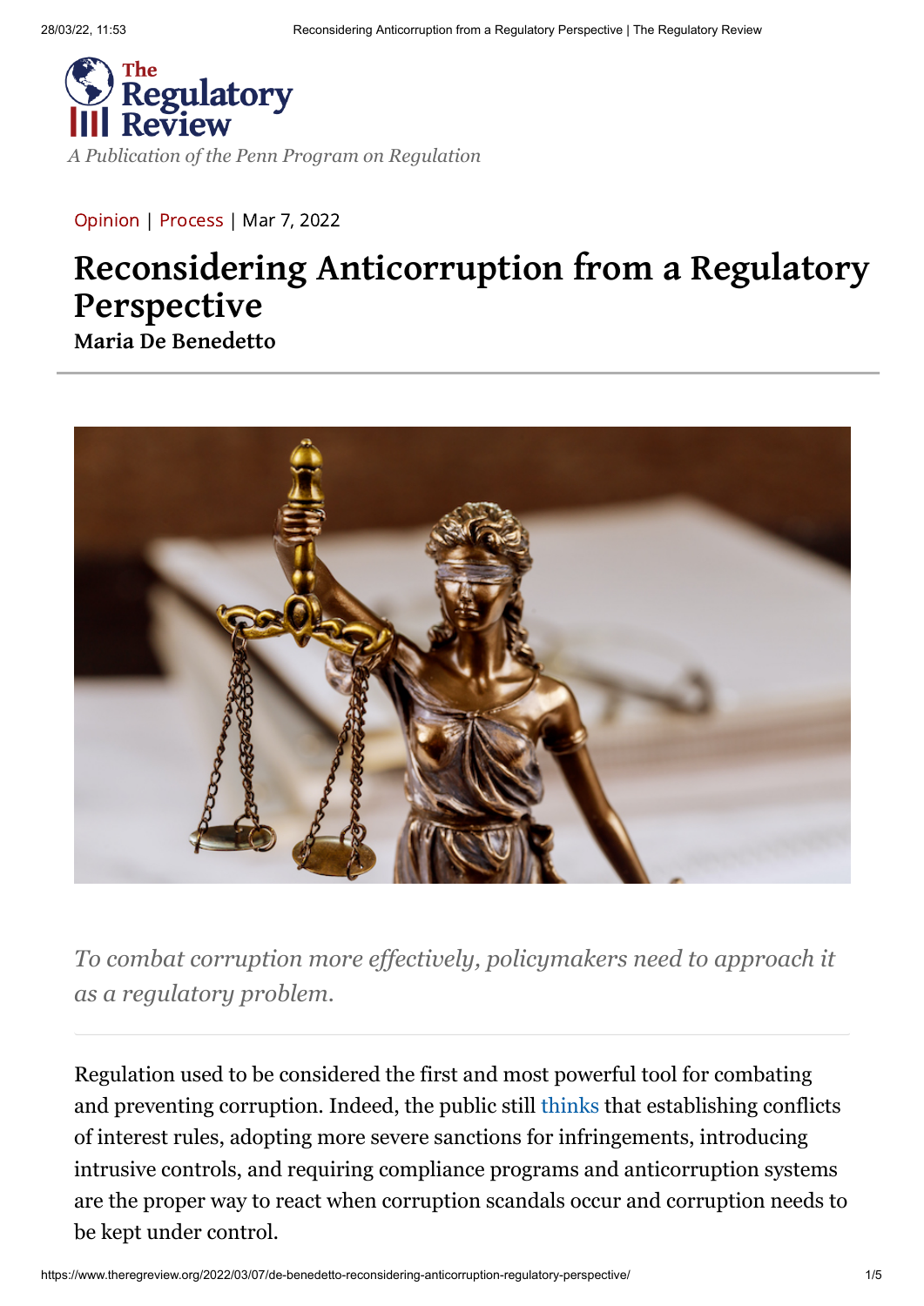The Regulatory Review

*A Publication of the Penn Program on Regulation*

Opinion | Process | Mar 7, 2022

# Reconsidering Anticorruption from a Regulatory Perspective

**Maria De Benedetto**

*To combat corruption more effectively, policymakers need to approach it as a regulatory problem.*

Regulation used to be considered the first and most powerful tool for combating and preventing corruption. Indeed, the public still thinks that establishing conflicts of interest rules, adopting more severe sanctions for infringements, introducing intrusive controls, and requiring compliance programs and anticorruption systems are the proper way to react when corruption scandals occur and corruption needs to be kept under control.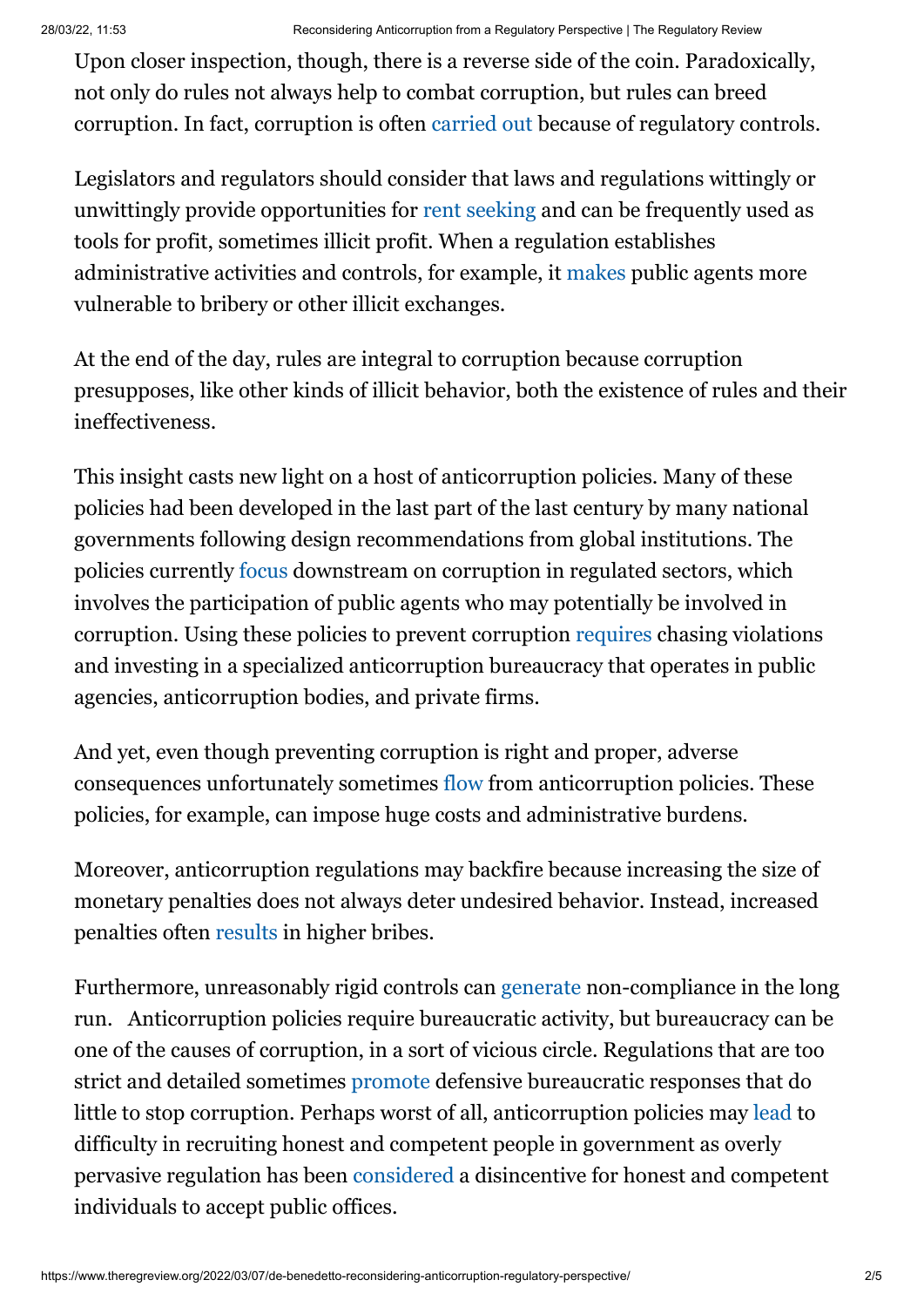Upon closer inspection, though, there is a reverse side of the coin. Paradoxically, not only do rules not always help to combat corruption, but rules can breed corruption. In fact, corruption is often carried out because of regulatory controls.

Legislators and regulators should consider that laws and regulations wittingly or unwittingly provide opportunities for rent seeking and can be frequently used as tools for profit, sometimes illicit profit. When a regulation establishes administrative activities and controls, for example, it makes public agents more vulnerable to bribery or other illicit exchanges.

At the end of the day, rules are integral to corruption because corruption presupposes, like other kinds of illicit behavior, both the existence of rules and their ineffectiveness.

This insight casts new light on a host of anticorruption policies. Many of these policies had been developed in the last part of the last century by many national governments following design recommendations from global institutions. The policies currently focus downstream on corruption in regulated sectors, which involves the participation of public agents who may potentially be involved in corruption. Using these policies to prevent corruption requires chasing violations and investing in a specialized anticorruption bureaucracy that operates in public agencies, anticorruption bodies, and private firms.

And yet, even though preventing corruption is right and proper, adverse consequences unfortunately sometimes flow from anticorruption policies. These policies, for example, can impose huge costs and administrative burdens.

Moreover, anticorruption regulations may backfire because increasing the size of monetary penalties does not always deter undesired behavior. Instead, increased penalties often results in higher bribes.

Furthermore, unreasonably rigid controls can generate non-compliance in the long run. Anticorruption policies require bureaucratic activity, but bureaucracy can be one of the causes of corruption, in a sort of vicious circle. Regulations that are too strict and detailed sometimes promote defensive bureaucratic responses that do little to stop corruption. Perhaps worst of all, anticorruption policies may lead to difficulty in recruiting honest and competent people in government as overly pervasive regulation has been considered a disincentive for honest and competent individuals to accept public offices.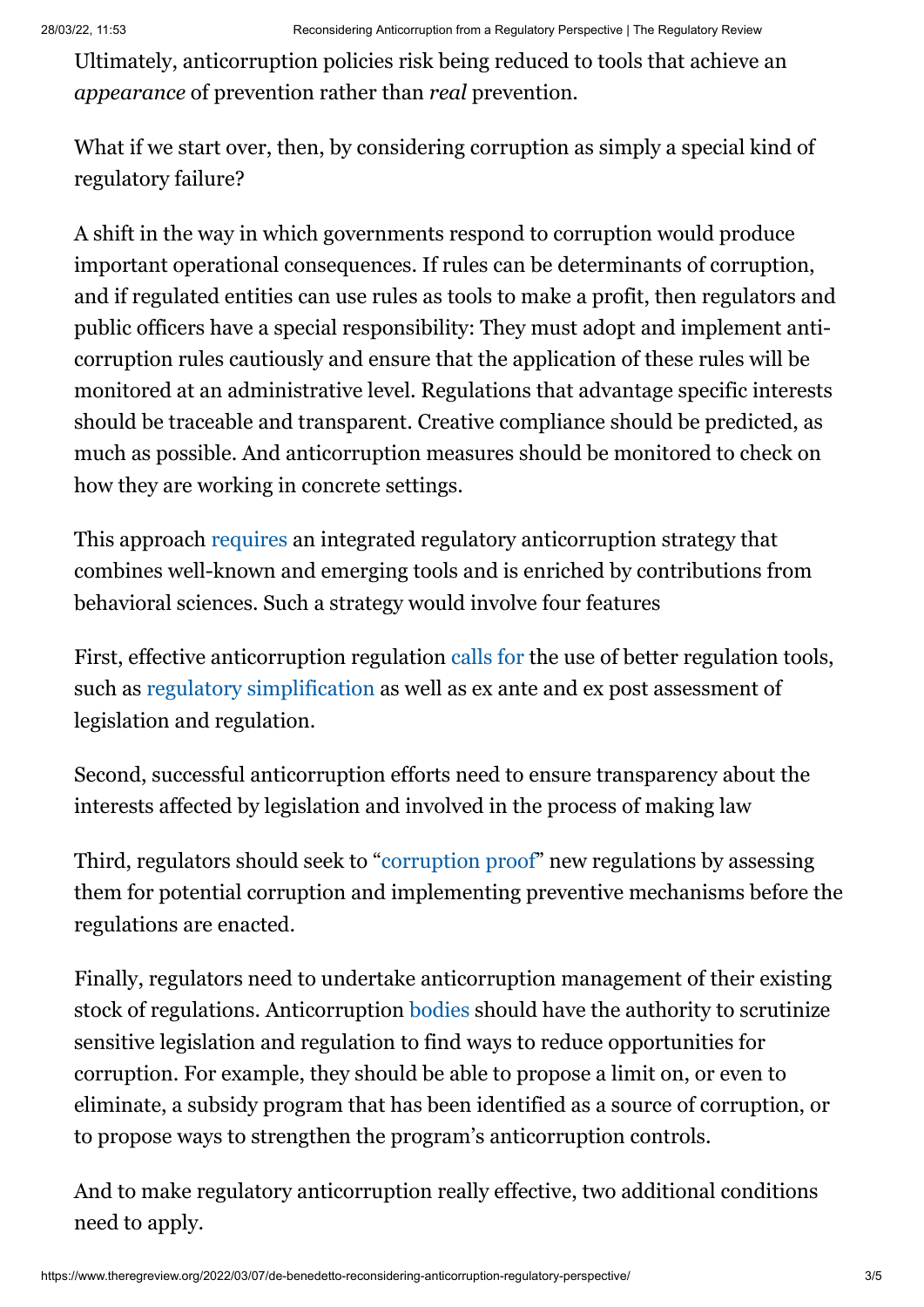Ultimately, anticorruption policies risk being reduced to tools that achieve an *appearance* of prevention rather than *real* prevention.

What if we start over, then, by considering corruption as simply a special kind of regulatory failure?

A shift in the way in which governments respond to corruption would produce important operational consequences. If rules can be determinants of corruption, and if regulated entities can use rules as tools to make a profit, then regulators and public officers have a special responsibility: They must adopt and implement anti-corruption rules cautiously and ensure that the application of these rules will be monitored at an administrative level. Regulations that advantage specific interests should be traceable and transparent. Creative compliance should be predicted, as much as possible. And anticorruption measures should be monitored to check on how they are working in concrete settings.

This approach requires an integrated regulatory anticorruption strategy that combines well-known and emerging tools and is enriched by contributions from behavioral sciences. Such a strategy would involve four features

First, effective anticorruption regulation calls for the use of better regulation tools, such as regulatory simplification as well as ex ante and ex post assessment of legislation and regulation.

Second, successful anticorruption efforts need to ensure transparency about the interests affected by legislation and involved in the process of making law

Third, regulators should seek to "corruption proof" new regulations by assessing them for potential corruption and implementing preventive mechanisms before the regulations are enacted.

Finally, regulators need to undertake anticorruption management of their existing stock of regulations. Anticorruption bodies should have the authority to scrutinize sensitive legislation and regulation to find ways to reduce opportunities for corruption. For example, they should be able to propose a limit on, or even to eliminate, a subsidy program that has been identified as a source of corruption, or to propose ways to strengthen the program's anticorruption controls.

And to make regulatory anticorruption really effective, two additional conditions need to apply.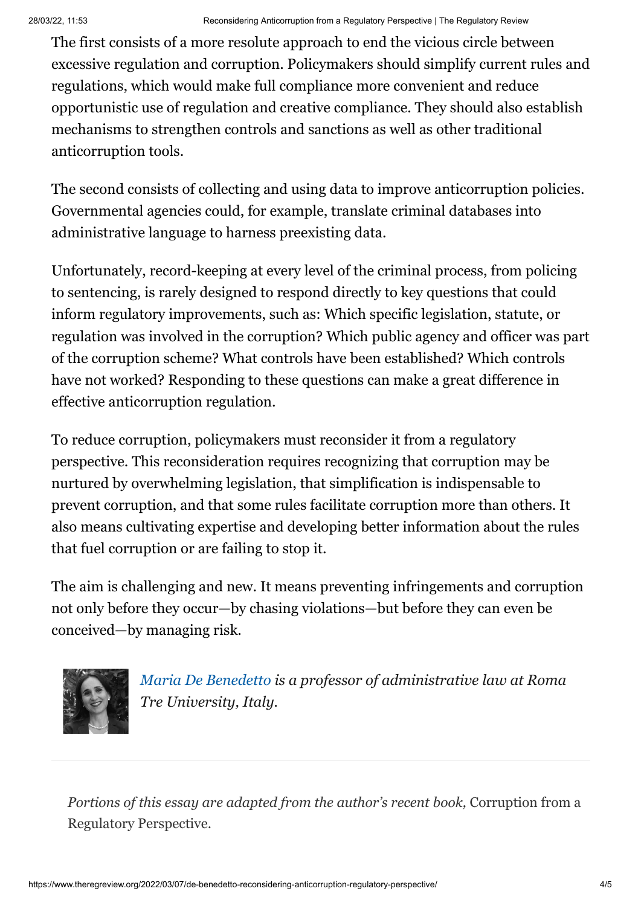The first consists of a more resolute approach to end the vicious circle between excessive regulation and corruption. Policymakers should simplify current rules and regulations, which would make full compliance more convenient and reduce opportunistic use of regulation and creative compliance. They should also establish mechanisms to strengthen controls and sanctions as well as other traditional anticorruption tools.

The second consists of collecting and using data to improve anticorruption policies. Governmental agencies could, for example, translate criminal databases into administrative language to harness preexisting data.

Unfortunately, record-keeping at every level of the criminal process, from policing to sentencing, is rarely designed to respond directly to key questions that could inform regulatory improvements, such as: Which specific legislation, statute, or regulation was involved in the corruption? Which public agency and officer was part of the corruption scheme? What controls have been established? Which controls have not worked? Responding to these questions can make a great difference in effective anticorruption regulation.

To reduce corruption, policymakers must reconsider it from a regulatory perspective. This reconsideration requires recognizing that corruption may be nurtured by overwhelming legislation, that simplification is indispensable to prevent corruption, and that some rules facilitate corruption more than others. It also means cultivating expertise and developing better information about the rules that fuel corruption or are failing to stop it.

The aim is challenging and new. It means preventing infringements and corruption not only before they occur—by chasing violations—but before they can even be conceived—by managing risk.

*Maria De Benedetto is a professor of administrative law at Roma Tre University, Italy.*

---

*Portions of this essay are adapted from the author's recent book,* Corruption from a Regulatory Perspective.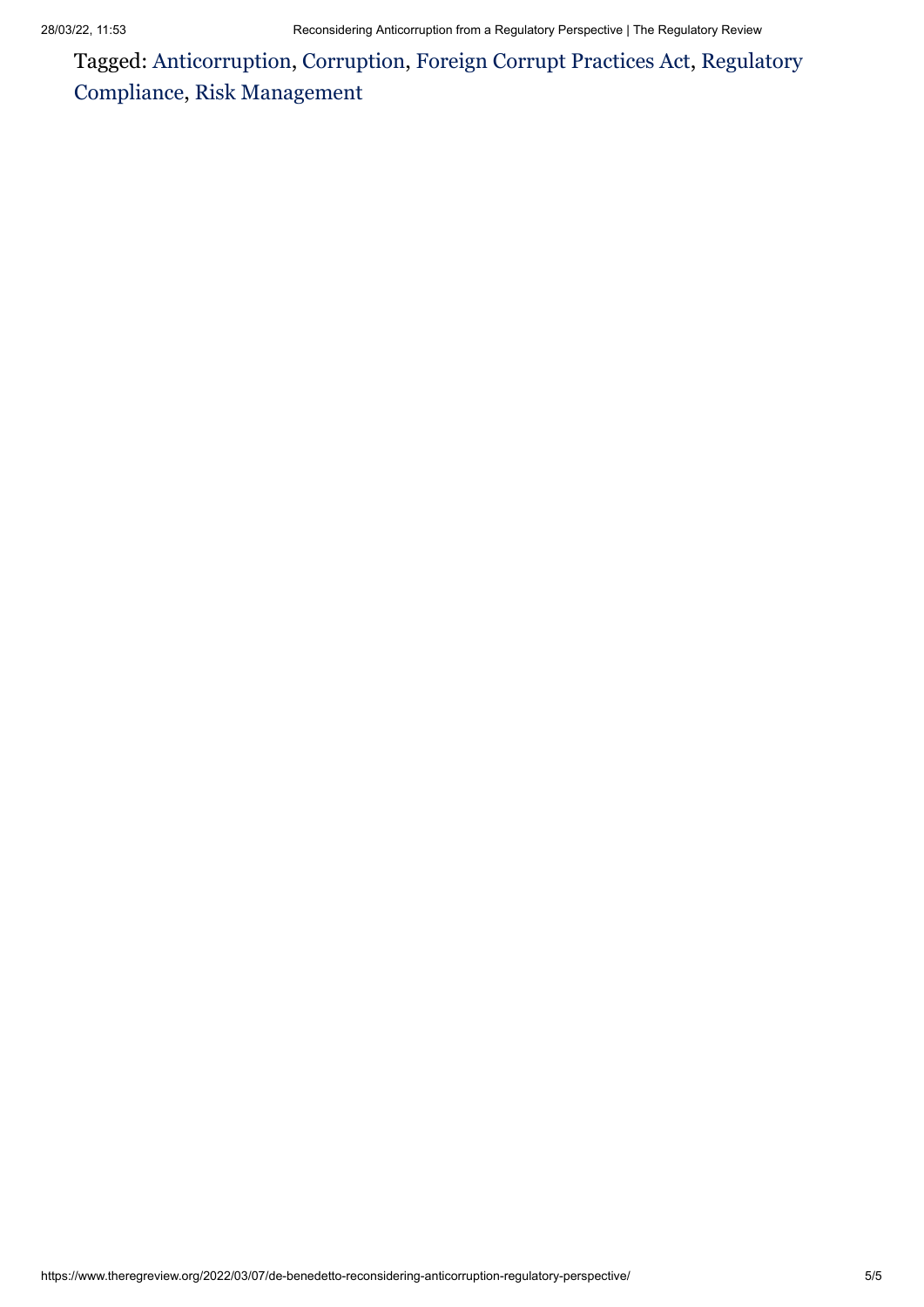Tagged: Anticorruption, Corruption, Foreign Corrupt Practices Act, Regulatory Compliance, Risk Management